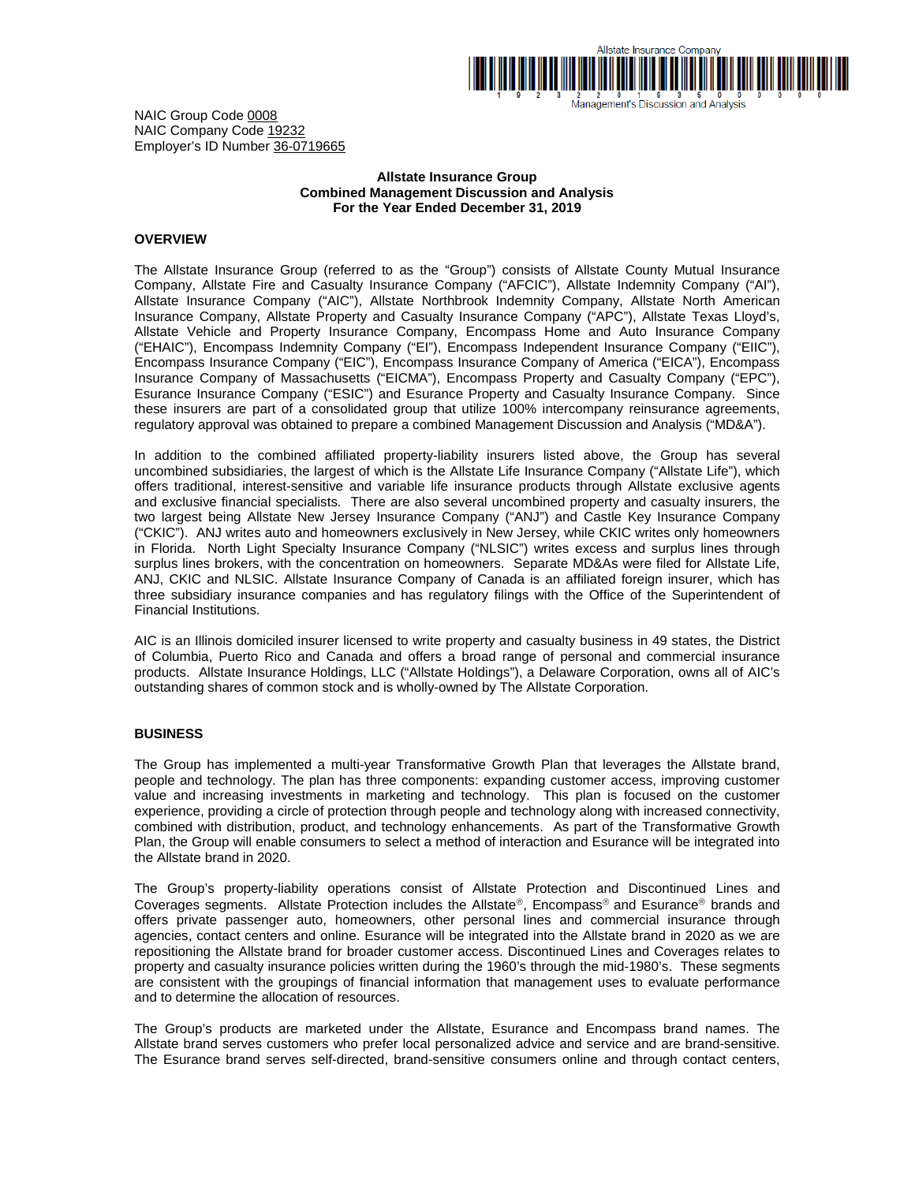NAIC Group Code 0008
NAIC Company Code 19232
Employer's ID Number 36-0719665

**Allstate Insurance Group**
**Combined Management Discussion and Analysis**
**For the Year Ended December 31, 2019**

## OVERVIEW

The Allstate Insurance Group (referred to as the "Group") consists of Allstate County Mutual Insurance Company, Allstate Fire and Casualty Insurance Company ("AFCIC"), Allstate Indemnity Company ("AI"), Allstate Insurance Company ("AIC"), Allstate Northbrook Indemnity Company, Allstate North American Insurance Company, Allstate Property and Casualty Insurance Company ("APC"), Allstate Texas Lloyd's, Allstate Vehicle and Property Insurance Company, Encompass Home and Auto Insurance Company ("EHAIC"), Encompass Indemnity Company ("EI"), Encompass Independent Insurance Company ("EIIC"), Encompass Insurance Company ("EIC"), Encompass Insurance Company of America ("EICA"), Encompass Insurance Company of Massachusetts ("EICMA"), Encompass Property and Casualty Company ("EPC"), Esurance Insurance Company ("ESIC") and Esurance Property and Casualty Insurance Company. Since these insurers are part of a consolidated group that utilize 100% intercompany reinsurance agreements, regulatory approval was obtained to prepare a combined Management Discussion and Analysis ("MD&A").

In addition to the combined affiliated property-liability insurers listed above, the Group has several uncombined subsidiaries, the largest of which is the Allstate Life Insurance Company ("Allstate Life"), which offers traditional, interest-sensitive and variable life insurance products through Allstate exclusive agents and exclusive financial specialists. There are also several uncombined property and casualty insurers, the two largest being Allstate New Jersey Insurance Company ("ANJ") and Castle Key Insurance Company ("CKIC"). ANJ writes auto and homeowners exclusively in New Jersey, while CKIC writes only homeowners in Florida. North Light Specialty Insurance Company ("NLSIC") writes excess and surplus lines through surplus lines brokers, with the concentration on homeowners. Separate MD&As were filed for Allstate Life, ANJ, CKIC and NLSIC. Allstate Insurance Company of Canada is an affiliated foreign insurer, which has three subsidiary insurance companies and has regulatory filings with the Office of the Superintendent of Financial Institutions.

AIC is an Illinois domiciled insurer licensed to write property and casualty business in 49 states, the District of Columbia, Puerto Rico and Canada and offers a broad range of personal and commercial insurance products. Allstate Insurance Holdings, LLC ("Allstate Holdings"), a Delaware Corporation, owns all of AIC's outstanding shares of common stock and is wholly-owned by The Allstate Corporation.

## BUSINESS

The Group has implemented a multi-year Transformative Growth Plan that leverages the Allstate brand, people and technology. The plan has three components: expanding customer access, improving customer value and increasing investments in marketing and technology. This plan is focused on the customer experience, providing a circle of protection through people and technology along with increased connectivity, combined with distribution, product, and technology enhancements. As part of the Transformative Growth Plan, the Group will enable consumers to select a method of interaction and Esurance will be integrated into the Allstate brand in 2020.

The Group's property-liability operations consist of Allstate Protection and Discontinued Lines and Coverages segments. Allstate Protection includes the Allstate®, Encompass® and Esurance® brands and offers private passenger auto, homeowners, other personal lines and commercial insurance through agencies, contact centers and online. Esurance will be integrated into the Allstate brand in 2020 as we are repositioning the Allstate brand for broader customer access. Discontinued Lines and Coverages relates to property and casualty insurance policies written during the 1960's through the mid-1980's. These segments are consistent with the groupings of financial information that management uses to evaluate performance and to determine the allocation of resources.

The Group's products are marketed under the Allstate, Esurance and Encompass brand names. The Allstate brand serves customers who prefer local personalized advice and service and are brand-sensitive. The Esurance brand serves self-directed, brand-sensitive consumers online and through contact centers,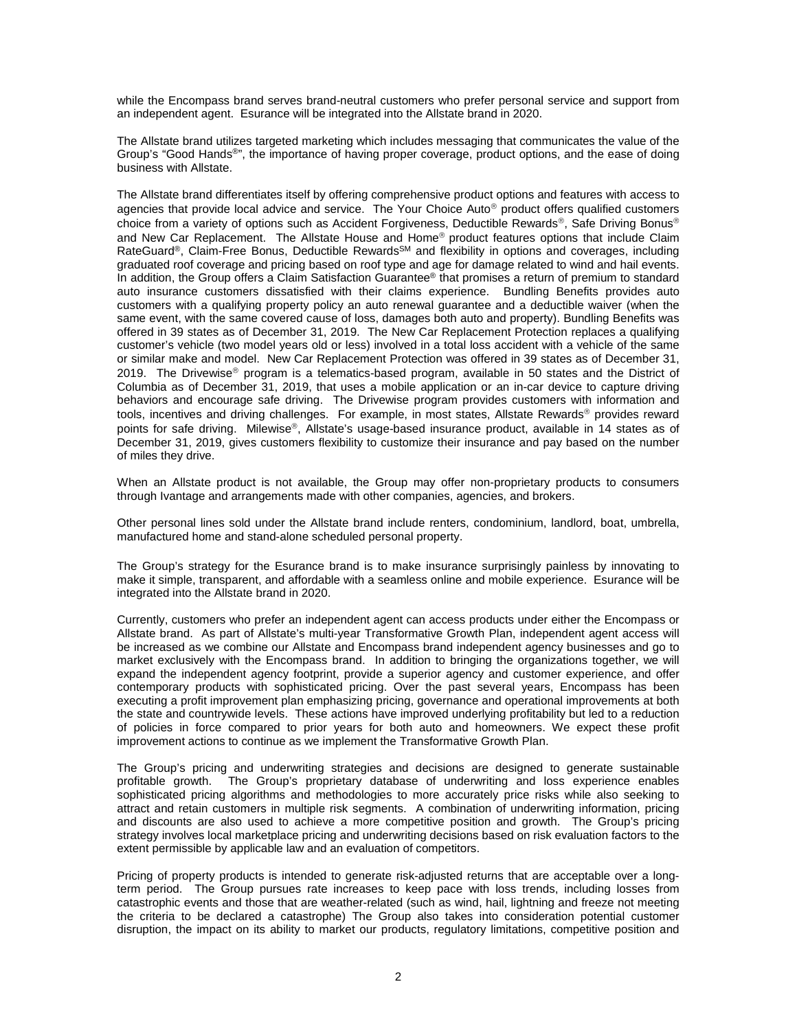while the Encompass brand serves brand-neutral customers who prefer personal service and support from an independent agent. Esurance will be integrated into the Allstate brand in 2020.

The Allstate brand utilizes targeted marketing which includes messaging that communicates the value of the Group's "Good Hands®", the importance of having proper coverage, product options, and the ease of doing business with Allstate.

The Allstate brand differentiates itself by offering comprehensive product options and features with access to agencies that provide local advice and service. The Your Choice Auto® product offers qualified customers choice from a variety of options such as Accident Forgiveness, Deductible Rewards®, Safe Driving Bonus® and New Car Replacement. The Allstate House and Home® product features options that include Claim RateGuard®, Claim-Free Bonus, Deductible Rewards℠ and flexibility in options and coverages, including graduated roof coverage and pricing based on roof type and age for damage related to wind and hail events. In addition, the Group offers a Claim Satisfaction Guarantee® that promises a return of premium to standard auto insurance customers dissatisfied with their claims experience. Bundling Benefits provides auto customers with a qualifying property policy an auto renewal guarantee and a deductible waiver (when the same event, with the same covered cause of loss, damages both auto and property). Bundling Benefits was offered in 39 states as of December 31, 2019. The New Car Replacement Protection replaces a qualifying customer's vehicle (two model years old or less) involved in a total loss accident with a vehicle of the same or similar make and model. New Car Replacement Protection was offered in 39 states as of December 31, 2019. The Drivewise® program is a telematics-based program, available in 50 states and the District of Columbia as of December 31, 2019, that uses a mobile application or an in-car device to capture driving behaviors and encourage safe driving. The Drivewise program provides customers with information and tools, incentives and driving challenges. For example, in most states, Allstate Rewards® provides reward points for safe driving. Milewise®, Allstate's usage-based insurance product, available in 14 states as of December 31, 2019, gives customers flexibility to customize their insurance and pay based on the number of miles they drive.

When an Allstate product is not available, the Group may offer non-proprietary products to consumers through Ivantage and arrangements made with other companies, agencies, and brokers.

Other personal lines sold under the Allstate brand include renters, condominium, landlord, boat, umbrella, manufactured home and stand-alone scheduled personal property.

The Group's strategy for the Esurance brand is to make insurance surprisingly painless by innovating to make it simple, transparent, and affordable with a seamless online and mobile experience. Esurance will be integrated into the Allstate brand in 2020.

Currently, customers who prefer an independent agent can access products under either the Encompass or Allstate brand. As part of Allstate's multi-year Transformative Growth Plan, independent agent access will be increased as we combine our Allstate and Encompass brand independent agency businesses and go to market exclusively with the Encompass brand. In addition to bringing the organizations together, we will expand the independent agency footprint, provide a superior agency and customer experience, and offer contemporary products with sophisticated pricing. Over the past several years, Encompass has been executing a profit improvement plan emphasizing pricing, governance and operational improvements at both the state and countrywide levels. These actions have improved underlying profitability but led to a reduction of policies in force compared to prior years for both auto and homeowners. We expect these profit improvement actions to continue as we implement the Transformative Growth Plan.

The Group's pricing and underwriting strategies and decisions are designed to generate sustainable profitable growth. The Group's proprietary database of underwriting and loss experience enables sophisticated pricing algorithms and methodologies to more accurately price risks while also seeking to attract and retain customers in multiple risk segments. A combination of underwriting information, pricing and discounts are also used to achieve a more competitive position and growth. The Group's pricing strategy involves local marketplace pricing and underwriting decisions based on risk evaluation factors to the extent permissible by applicable law and an evaluation of competitors.

Pricing of property products is intended to generate risk-adjusted returns that are acceptable over a long-term period. The Group pursues rate increases to keep pace with loss trends, including losses from catastrophic events and those that are weather-related (such as wind, hail, lightning and freeze not meeting the criteria to be declared a catastrophe) The Group also takes into consideration potential customer disruption, the impact on its ability to market our products, regulatory limitations, competitive position and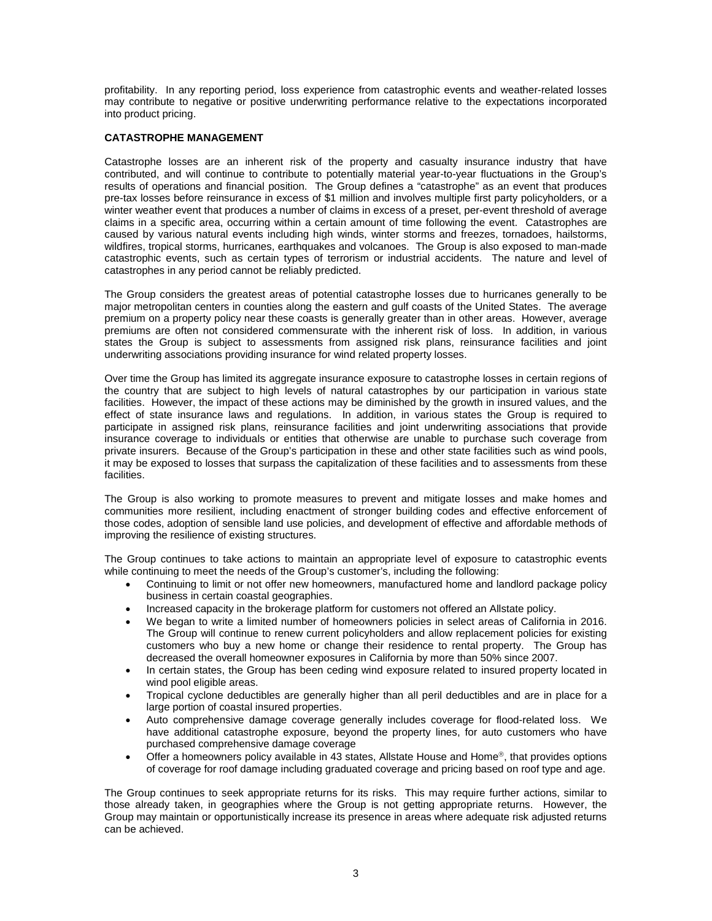profitability. In any reporting period, loss experience from catastrophic events and weather-related losses may contribute to negative or positive underwriting performance relative to the expectations incorporated into product pricing.

**CATASTROPHE MANAGEMENT**

Catastrophe losses are an inherent risk of the property and casualty insurance industry that have contributed, and will continue to contribute to potentially material year-to-year fluctuations in the Group's results of operations and financial position. The Group defines a "catastrophe" as an event that produces pre-tax losses before reinsurance in excess of $1 million and involves multiple first party policyholders, or a winter weather event that produces a number of claims in excess of a preset, per-event threshold of average claims in a specific area, occurring within a certain amount of time following the event. Catastrophes are caused by various natural events including high winds, winter storms and freezes, tornadoes, hailstorms, wildfires, tropical storms, hurricanes, earthquakes and volcanoes. The Group is also exposed to man-made catastrophic events, such as certain types of terrorism or industrial accidents. The nature and level of catastrophes in any period cannot be reliably predicted.

The Group considers the greatest areas of potential catastrophe losses due to hurricanes generally to be major metropolitan centers in counties along the eastern and gulf coasts of the United States. The average premium on a property policy near these coasts is generally greater than in other areas. However, average premiums are often not considered commensurate with the inherent risk of loss. In addition, in various states the Group is subject to assessments from assigned risk plans, reinsurance facilities and joint underwriting associations providing insurance for wind related property losses.

Over time the Group has limited its aggregate insurance exposure to catastrophe losses in certain regions of the country that are subject to high levels of natural catastrophes by our participation in various state facilities. However, the impact of these actions may be diminished by the growth in insured values, and the effect of state insurance laws and regulations. In addition, in various states the Group is required to participate in assigned risk plans, reinsurance facilities and joint underwriting associations that provide insurance coverage to individuals or entities that otherwise are unable to purchase such coverage from private insurers. Because of the Group's participation in these and other state facilities such as wind pools, it may be exposed to losses that surpass the capitalization of these facilities and to assessments from these facilities.

The Group is also working to promote measures to prevent and mitigate losses and make homes and communities more resilient, including enactment of stronger building codes and effective enforcement of those codes, adoption of sensible land use policies, and development of effective and affordable methods of improving the resilience of existing structures.

The Group continues to take actions to maintain an appropriate level of exposure to catastrophic events while continuing to meet the needs of the Group's customer's, including the following:

- Continuing to limit or not offer new homeowners, manufactured home and landlord package policy business in certain coastal geographies.
- Increased capacity in the brokerage platform for customers not offered an Allstate policy.
- We began to write a limited number of homeowners policies in select areas of California in 2016. The Group will continue to renew current policyholders and allow replacement policies for existing customers who buy a new home or change their residence to rental property. The Group has decreased the overall homeowner exposures in California by more than 50% since 2007.
- In certain states, the Group has been ceding wind exposure related to insured property located in wind pool eligible areas.
- Tropical cyclone deductibles are generally higher than all peril deductibles and are in place for a large portion of coastal insured properties.
- Auto comprehensive damage coverage generally includes coverage for flood-related loss. We have additional catastrophe exposure, beyond the property lines, for auto customers who have purchased comprehensive damage coverage
- Offer a homeowners policy available in 43 states, Allstate House and Home®, that provides options of coverage for roof damage including graduated coverage and pricing based on roof type and age.

The Group continues to seek appropriate returns for its risks. This may require further actions, similar to those already taken, in geographies where the Group is not getting appropriate returns. However, the Group may maintain or opportunistically increase its presence in areas where adequate risk adjusted returns can be achieved.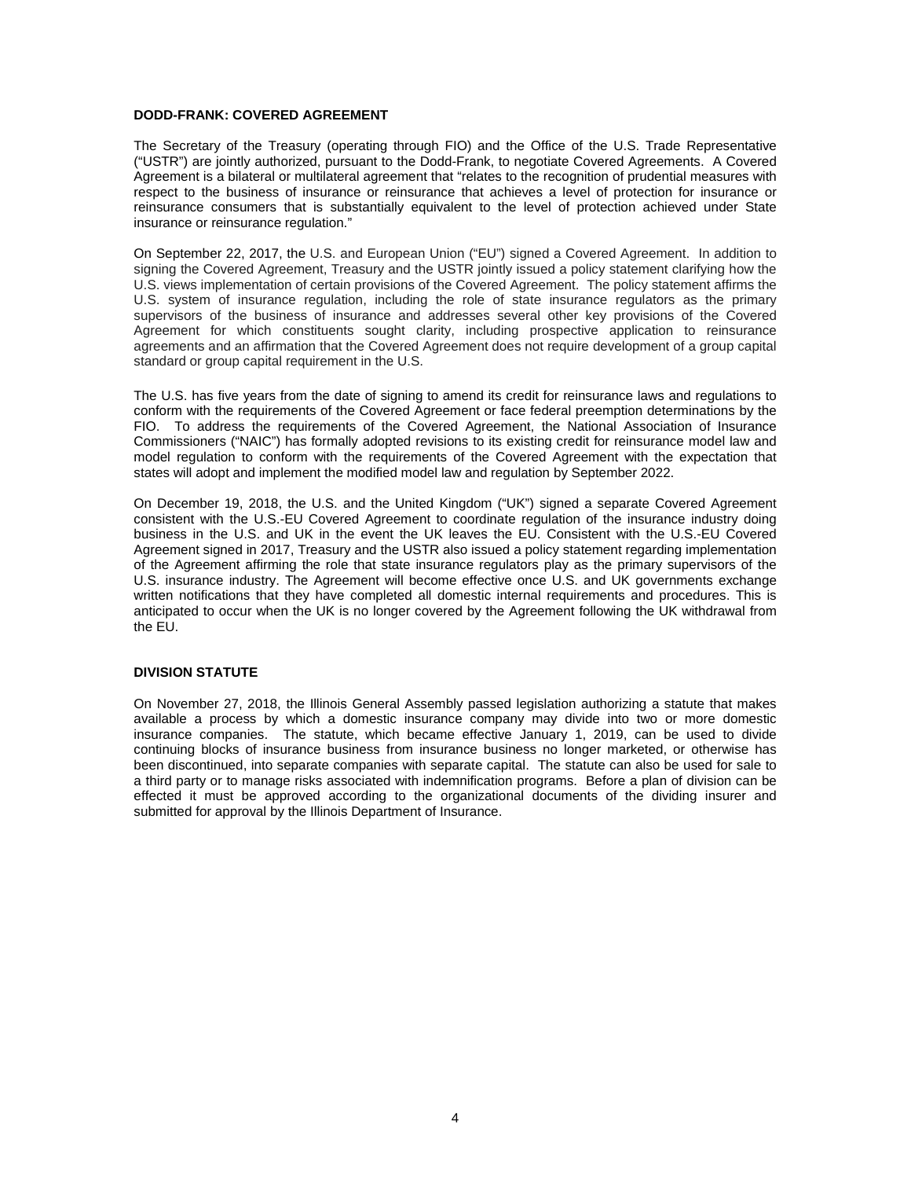## DODD-FRANK: COVERED AGREEMENT

The Secretary of the Treasury (operating through FIO) and the Office of the U.S. Trade Representative ("USTR") are jointly authorized, pursuant to the Dodd-Frank, to negotiate Covered Agreements. A Covered Agreement is a bilateral or multilateral agreement that "relates to the recognition of prudential measures with respect to the business of insurance or reinsurance that achieves a level of protection for insurance or reinsurance consumers that is substantially equivalent to the level of protection achieved under State insurance or reinsurance regulation."

On September 22, 2017, the U.S. and European Union ("EU") signed a Covered Agreement. In addition to signing the Covered Agreement, Treasury and the USTR jointly issued a policy statement clarifying how the U.S. views implementation of certain provisions of the Covered Agreement. The policy statement affirms the U.S. system of insurance regulation, including the role of state insurance regulators as the primary supervisors of the business of insurance and addresses several other key provisions of the Covered Agreement for which constituents sought clarity, including prospective application to reinsurance agreements and an affirmation that the Covered Agreement does not require development of a group capital standard or group capital requirement in the U.S.

The U.S. has five years from the date of signing to amend its credit for reinsurance laws and regulations to conform with the requirements of the Covered Agreement or face federal preemption determinations by the FIO. To address the requirements of the Covered Agreement, the National Association of Insurance Commissioners ("NAIC") has formally adopted revisions to its existing credit for reinsurance model law and model regulation to conform with the requirements of the Covered Agreement with the expectation that states will adopt and implement the modified model law and regulation by September 2022.

On December 19, 2018, the U.S. and the United Kingdom ("UK") signed a separate Covered Agreement consistent with the U.S.-EU Covered Agreement to coordinate regulation of the insurance industry doing business in the U.S. and UK in the event the UK leaves the EU. Consistent with the U.S.-EU Covered Agreement signed in 2017, Treasury and the USTR also issued a policy statement regarding implementation of the Agreement affirming the role that state insurance regulators play as the primary supervisors of the U.S. insurance industry. The Agreement will become effective once U.S. and UK governments exchange written notifications that they have completed all domestic internal requirements and procedures. This is anticipated to occur when the UK is no longer covered by the Agreement following the UK withdrawal from the EU.

## DIVISION STATUTE

On November 27, 2018, the Illinois General Assembly passed legislation authorizing a statute that makes available a process by which a domestic insurance company may divide into two or more domestic insurance companies. The statute, which became effective January 1, 2019, can be used to divide continuing blocks of insurance business from insurance business no longer marketed, or otherwise has been discontinued, into separate companies with separate capital. The statute can also be used for sale to a third party or to manage risks associated with indemnification programs. Before a plan of division can be effected it must be approved according to the organizational documents of the dividing insurer and submitted for approval by the Illinois Department of Insurance.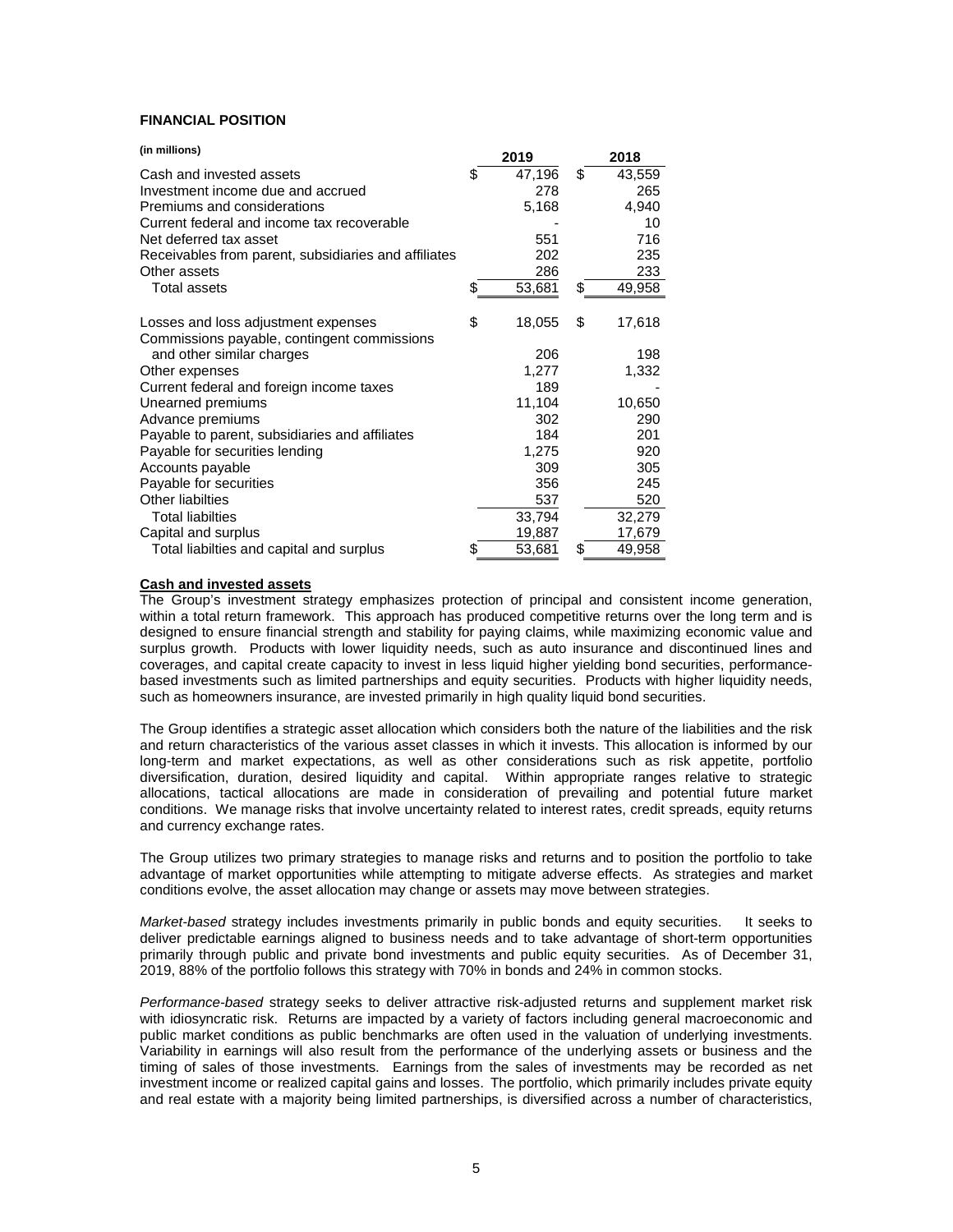**FINANCIAL POSITION**

| (in millions) | 2019 | 2018 |
|---|---|---|
| Cash and invested assets | $ 47,196 | $ 43,559 |
| Investment income due and accrued | 278 | 265 |
| Premiums and considerations | 5,168 | 4,940 |
| Current federal and income tax recoverable | - | 10 |
| Net deferred tax asset | 551 | 716 |
| Receivables from parent, subsidiaries and affiliates | 202 | 235 |
| Other assets | 286 | 233 |
| Total assets | $ 53,681 | $ 49,958 |
| | | |
| Losses and loss adjustment expenses | $ 18,055 | $ 17,618 |
| Commissions payable, contingent commissions and other similar charges | 206 | 198 |
| Other expenses | 1,277 | 1,332 |
| Current federal and foreign income taxes | 189 | - |
| Unearned premiums | 11,104 | 10,650 |
| Advance premiums | 302 | 290 |
| Payable to parent, subsidiaries and affiliates | 184 | 201 |
| Payable for securities lending | 1,275 | 920 |
| Accounts payable | 309 | 305 |
| Payable for securities | 356 | 245 |
| Other liabilties | 537 | 520 |
| Total liabilties | 33,794 | 32,279 |
| Capital and surplus | 19,887 | 17,679 |
| Total liabilties and capital and surplus | $ 53,681 | $ 49,958 |

**Cash and invested assets**

The Group's investment strategy emphasizes protection of principal and consistent income generation, within a total return framework. This approach has produced competitive returns over the long term and is designed to ensure financial strength and stability for paying claims, while maximizing economic value and surplus growth. Products with lower liquidity needs, such as auto insurance and discontinued lines and coverages, and capital create capacity to invest in less liquid higher yielding bond securities, performance-based investments such as limited partnerships and equity securities. Products with higher liquidity needs, such as homeowners insurance, are invested primarily in high quality liquid bond securities.

The Group identifies a strategic asset allocation which considers both the nature of the liabilities and the risk and return characteristics of the various asset classes in which it invests. This allocation is informed by our long-term and market expectations, as well as other considerations such as risk appetite, portfolio diversification, duration, desired liquidity and capital. Within appropriate ranges relative to strategic allocations, tactical allocations are made in consideration of prevailing and potential future market conditions. We manage risks that involve uncertainty related to interest rates, credit spreads, equity returns and currency exchange rates.

The Group utilizes two primary strategies to manage risks and returns and to position the portfolio to take advantage of market opportunities while attempting to mitigate adverse effects. As strategies and market conditions evolve, the asset allocation may change or assets may move between strategies.

*Market-based* strategy includes investments primarily in public bonds and equity securities. It seeks to deliver predictable earnings aligned to business needs and to take advantage of short-term opportunities primarily through public and private bond investments and public equity securities. As of December 31, 2019, 88% of the portfolio follows this strategy with 70% in bonds and 24% in common stocks.

*Performance-based* strategy seeks to deliver attractive risk-adjusted returns and supplement market risk with idiosyncratic risk. Returns are impacted by a variety of factors including general macroeconomic and public market conditions as public benchmarks are often used in the valuation of underlying investments. Variability in earnings will also result from the performance of the underlying assets or business and the timing of sales of those investments. Earnings from the sales of investments may be recorded as net investment income or realized capital gains and losses. The portfolio, which primarily includes private equity and real estate with a majority being limited partnerships, is diversified across a number of characteristics,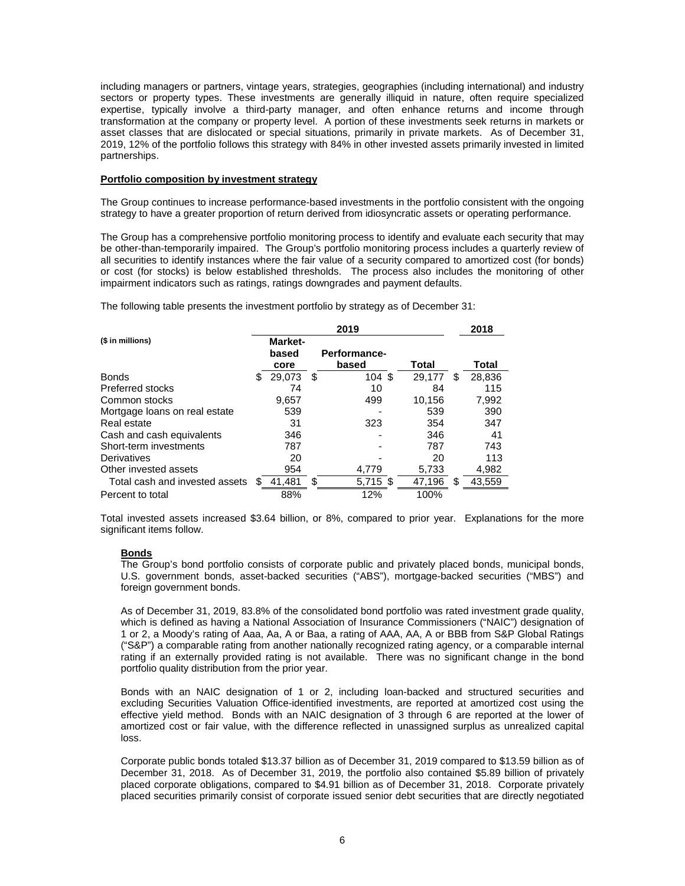including managers or partners, vintage years, strategies, geographies (including international) and industry sectors or property types. These investments are generally illiquid in nature, often require specialized expertise, typically involve a third-party manager, and often enhance returns and income through transformation at the company or property level. A portion of these investments seek returns in markets or asset classes that are dislocated or special situations, primarily in private markets. As of December 31, 2019, 12% of the portfolio follows this strategy with 84% in other invested assets primarily invested in limited partnerships.

**Portfolio composition by investment strategy**

The Group continues to increase performance-based investments in the portfolio consistent with the ongoing strategy to have a greater proportion of return derived from idiosyncratic assets or operating performance.

The Group has a comprehensive portfolio monitoring process to identify and evaluate each security that may be other-than-temporarily impaired. The Group's portfolio monitoring process includes a quarterly review of all securities to identify instances where the fair value of a security compared to amortized cost (for bonds) or cost (for stocks) is below established thresholds. The process also includes the monitoring of other impairment indicators such as ratings, ratings downgrades and payment defaults.

The following table presents the investment portfolio by strategy as of December 31:

| ($ in millions) | 2019 | | | 2018 |
|---|---|---|---|---|
| | Market-based core | Performance-based | Total | Total |
| Bonds | $ 29,073 | $ 104 | $ 29,177 | $ 28,836 |
| Preferred stocks | 74 | 10 | 84 | 115 |
| Common stocks | 9,657 | 499 | 10,156 | 7,992 |
| Mortgage loans on real estate | 539 | - | 539 | 390 |
| Real estate | 31 | 323 | 354 | 347 |
| Cash and cash equivalents | 346 | - | 346 | 41 |
| Short-term investments | 787 | - | 787 | 743 |
| Derivatives | 20 | - | 20 | 113 |
| Other invested assets | 954 | 4,779 | 5,733 | 4,982 |
| Total cash and invested assets | $ 41,481 | $ 5,715 | $ 47,196 | $ 43,559 |
| Percent to total | 88% | 12% | 100% | |

Total invested assets increased $3.64 billion, or 8%, compared to prior year. Explanations for the more significant items follow.

**Bonds**

The Group's bond portfolio consists of corporate public and privately placed bonds, municipal bonds, U.S. government bonds, asset-backed securities ("ABS"), mortgage-backed securities ("MBS") and foreign government bonds.

As of December 31, 2019, 83.8% of the consolidated bond portfolio was rated investment grade quality, which is defined as having a National Association of Insurance Commissioners ("NAIC") designation of 1 or 2, a Moody's rating of Aaa, Aa, A or Baa, a rating of AAA, AA, A or BBB from S&P Global Ratings ("S&P") a comparable rating from another nationally recognized rating agency, or a comparable internal rating if an externally provided rating is not available. There was no significant change in the bond portfolio quality distribution from the prior year.

Bonds with an NAIC designation of 1 or 2, including loan-backed and structured securities and excluding Securities Valuation Office-identified investments, are reported at amortized cost using the effective yield method. Bonds with an NAIC designation of 3 through 6 are reported at the lower of amortized cost or fair value, with the difference reflected in unassigned surplus as unrealized capital loss.

Corporate public bonds totaled $13.37 billion as of December 31, 2019 compared to $13.59 billion as of December 31, 2018. As of December 31, 2019, the portfolio also contained $5.89 billion of privately placed corporate obligations, compared to $4.91 billion as of December 31, 2018. Corporate privately placed securities primarily consist of corporate issued senior debt securities that are directly negotiated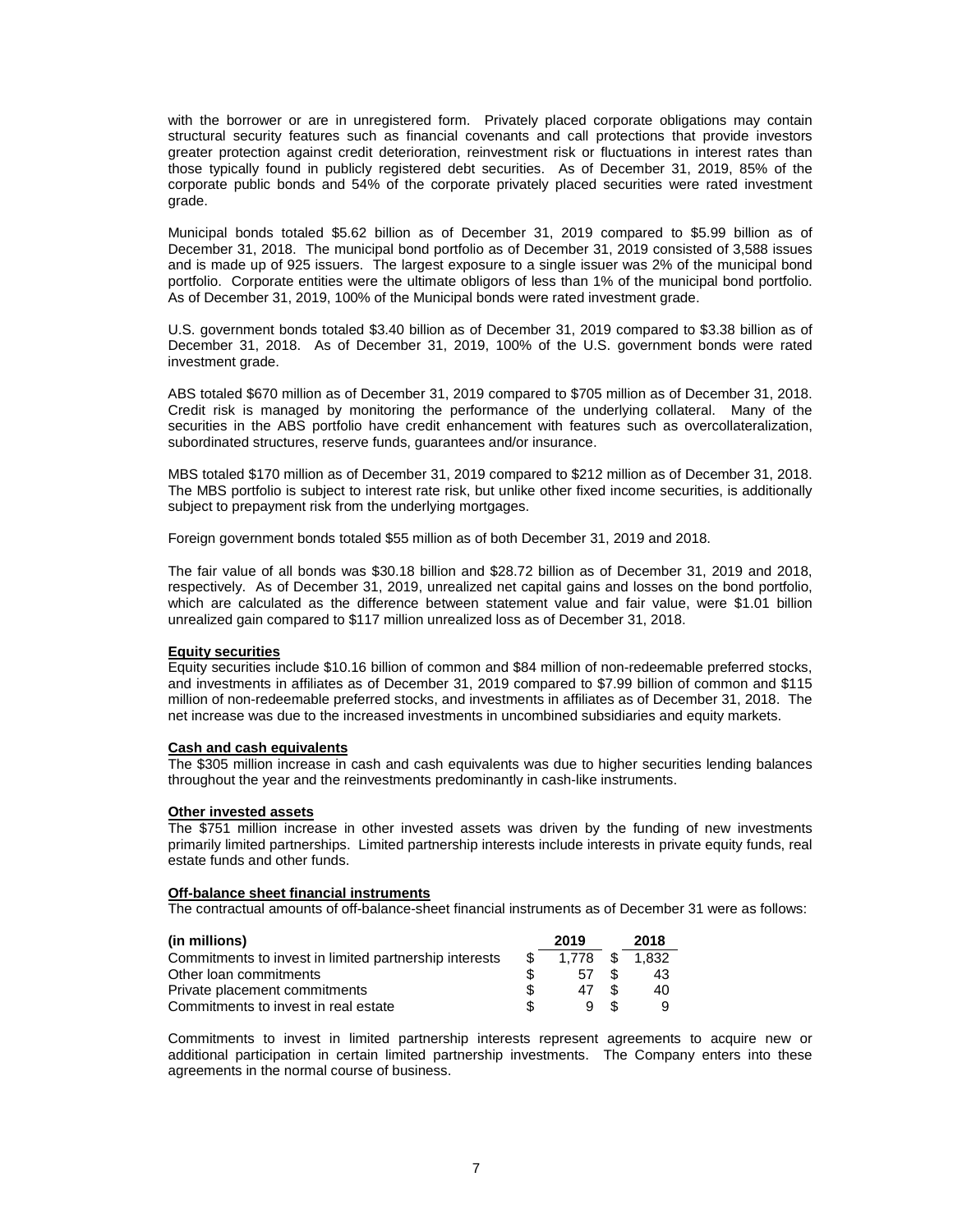with the borrower or are in unregistered form. Privately placed corporate obligations may contain structural security features such as financial covenants and call protections that provide investors greater protection against credit deterioration, reinvestment risk or fluctuations in interest rates than those typically found in publicly registered debt securities. As of December 31, 2019, 85% of the corporate public bonds and 54% of the corporate privately placed securities were rated investment grade.

Municipal bonds totaled $5.62 billion as of December 31, 2019 compared to $5.99 billion as of December 31, 2018. The municipal bond portfolio as of December 31, 2019 consisted of 3,588 issues and is made up of 925 issuers. The largest exposure to a single issuer was 2% of the municipal bond portfolio. Corporate entities were the ultimate obligors of less than 1% of the municipal bond portfolio. As of December 31, 2019, 100% of the Municipal bonds were rated investment grade.

U.S. government bonds totaled $3.40 billion as of December 31, 2019 compared to $3.38 billion as of December 31, 2018. As of December 31, 2019, 100% of the U.S. government bonds were rated investment grade.

ABS totaled $670 million as of December 31, 2019 compared to $705 million as of December 31, 2018. Credit risk is managed by monitoring the performance of the underlying collateral. Many of the securities in the ABS portfolio have credit enhancement with features such as overcollateralization, subordinated structures, reserve funds, guarantees and/or insurance.

MBS totaled $170 million as of December 31, 2019 compared to $212 million as of December 31, 2018. The MBS portfolio is subject to interest rate risk, but unlike other fixed income securities, is additionally subject to prepayment risk from the underlying mortgages.

Foreign government bonds totaled $55 million as of both December 31, 2019 and 2018.

The fair value of all bonds was $30.18 billion and $28.72 billion as of December 31, 2019 and 2018, respectively. As of December 31, 2019, unrealized net capital gains and losses on the bond portfolio, which are calculated as the difference between statement value and fair value, were $1.01 billion unrealized gain compared to $117 million unrealized loss as of December 31, 2018.

**Equity securities**

Equity securities include $10.16 billion of common and $84 million of non-redeemable preferred stocks, and investments in affiliates as of December 31, 2019 compared to $7.99 billion of common and $115 million of non-redeemable preferred stocks, and investments in affiliates as of December 31, 2018. The net increase was due to the increased investments in uncombined subsidiaries and equity markets.

**Cash and cash equivalents**

The $305 million increase in cash and cash equivalents was due to higher securities lending balances throughout the year and the reinvestments predominantly in cash-like instruments.

**Other invested assets**

The $751 million increase in other invested assets was driven by the funding of new investments primarily limited partnerships. Limited partnership interests include interests in private equity funds, real estate funds and other funds.

**Off-balance sheet financial instruments**

The contractual amounts of off-balance-sheet financial instruments as of December 31 were as follows:

| (in millions) | 2019 | 2018 |
|---|---|---|
| Commitments to invest in limited partnership interests | $ 1,778 | $ 1,832 |
| Other loan commitments | $ 57 | $ 43 |
| Private placement commitments | $ 47 | $ 40 |
| Commitments to invest in real estate | $ 9 | $ 9 |

Commitments to invest in limited partnership interests represent agreements to acquire new or additional participation in certain limited partnership investments. The Company enters into these agreements in the normal course of business.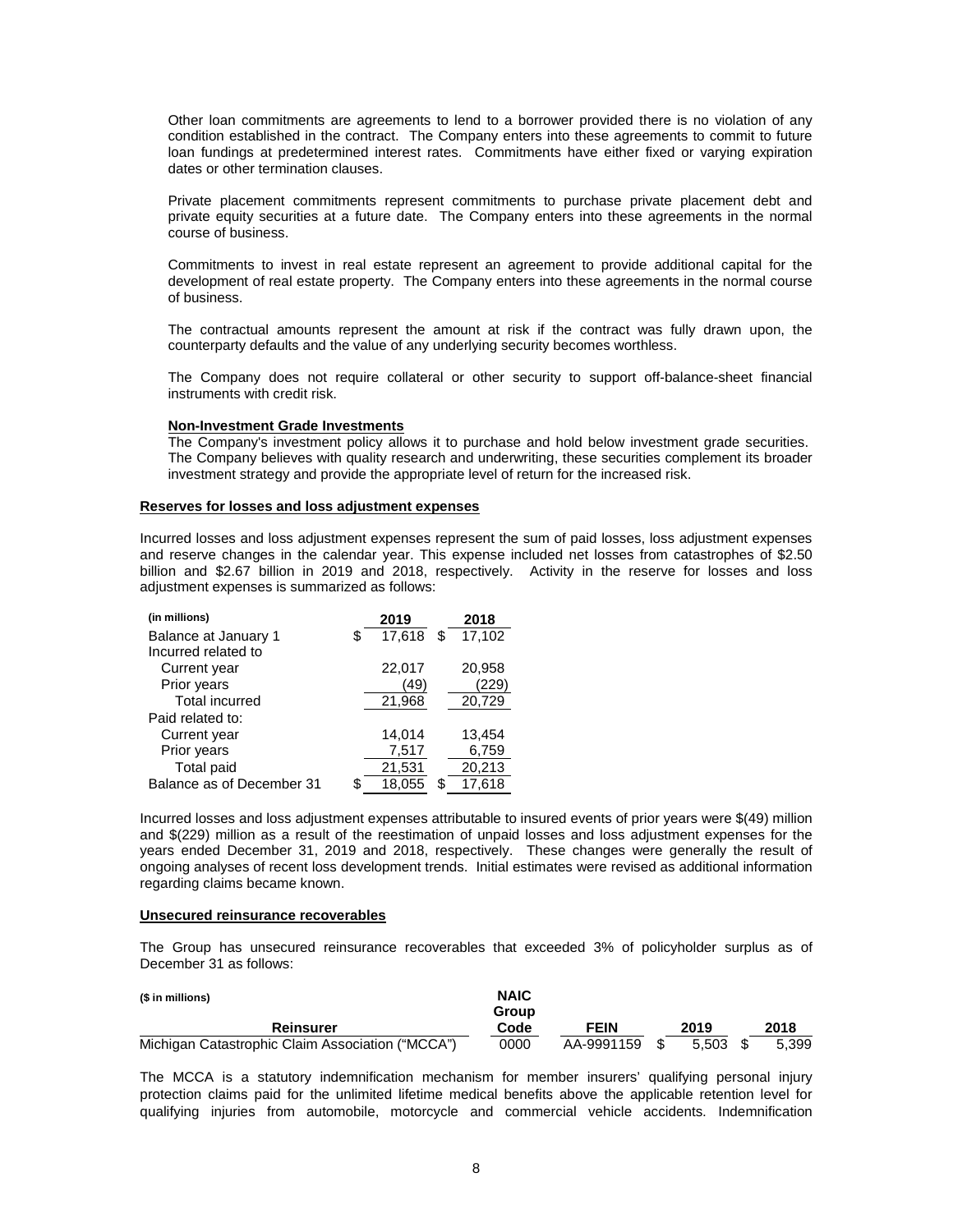Other loan commitments are agreements to lend to a borrower provided there is no violation of any condition established in the contract. The Company enters into these agreements to commit to future loan fundings at predetermined interest rates. Commitments have either fixed or varying expiration dates or other termination clauses.

Private placement commitments represent commitments to purchase private placement debt and private equity securities at a future date. The Company enters into these agreements in the normal course of business.

Commitments to invest in real estate represent an agreement to provide additional capital for the development of real estate property. The Company enters into these agreements in the normal course of business.

The contractual amounts represent the amount at risk if the contract was fully drawn upon, the counterparty defaults and the value of any underlying security becomes worthless.

The Company does not require collateral or other security to support off-balance-sheet financial instruments with credit risk.

**Non-Investment Grade Investments**

The Company's investment policy allows it to purchase and hold below investment grade securities. The Company believes with quality research and underwriting, these securities complement its broader investment strategy and provide the appropriate level of return for the increased risk.

**Reserves for losses and loss adjustment expenses**

Incurred losses and loss adjustment expenses represent the sum of paid losses, loss adjustment expenses and reserve changes in the calendar year. This expense included net losses from catastrophes of $2.50 billion and $2.67 billion in 2019 and 2018, respectively. Activity in the reserve for losses and loss adjustment expenses is summarized as follows:

| (in millions) | 2019 | 2018 |
|---|---|---|
| Balance at January 1 | $ 17,618 | $ 17,102 |
| Incurred related to | | |
| Current year | 22,017 | 20,958 |
| Prior years | (49) | (229) |
| Total incurred | 21,968 | 20,729 |
| Paid related to: | | |
| Current year | 14,014 | 13,454 |
| Prior years | 7,517 | 6,759 |
| Total paid | 21,531 | 20,213 |
| Balance as of December 31 | $ 18,055 | $ 17,618 |

Incurred losses and loss adjustment expenses attributable to insured events of prior years were $(49) million and $(229) million as a result of the reestimation of unpaid losses and loss adjustment expenses for the years ended December 31, 2019 and 2018, respectively. These changes were generally the result of ongoing analyses of recent loss development trends. Initial estimates were revised as additional information regarding claims became known.

**Unsecured reinsurance recoverables**

The Group has unsecured reinsurance recoverables that exceeded 3% of policyholder surplus as of December 31 as follows:

| ($ in millions)<br>Reinsurer | NAIC Group Code | FEIN | 2019 | 2018 |
|---|---|---|---|---|
| Michigan Catastrophic Claim Association ("MCCA") | 0000 | AA-9991159 | $ 5,503 | $ 5,399 |

The MCCA is a statutory indemnification mechanism for member insurers' qualifying personal injury protection claims paid for the unlimited lifetime medical benefits above the applicable retention level for qualifying injuries from automobile, motorcycle and commercial vehicle accidents. Indemnification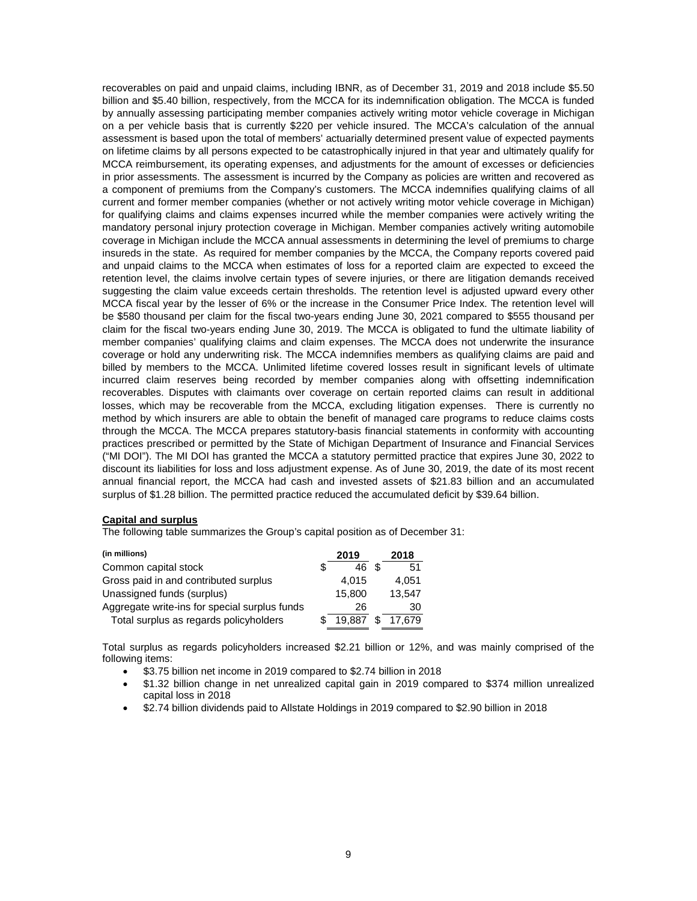recoverables on paid and unpaid claims, including IBNR, as of December 31, 2019 and 2018 include $5.50 billion and $5.40 billion, respectively, from the MCCA for its indemnification obligation. The MCCA is funded by annually assessing participating member companies actively writing motor vehicle coverage in Michigan on a per vehicle basis that is currently $220 per vehicle insured. The MCCA's calculation of the annual assessment is based upon the total of members' actuarially determined present value of expected payments on lifetime claims by all persons expected to be catastrophically injured in that year and ultimately qualify for MCCA reimbursement, its operating expenses, and adjustments for the amount of excesses or deficiencies in prior assessments. The assessment is incurred by the Company as policies are written and recovered as a component of premiums from the Company's customers. The MCCA indemnifies qualifying claims of all current and former member companies (whether or not actively writing motor vehicle coverage in Michigan) for qualifying claims and claims expenses incurred while the member companies were actively writing the mandatory personal injury protection coverage in Michigan. Member companies actively writing automobile coverage in Michigan include the MCCA annual assessments in determining the level of premiums to charge insureds in the state. As required for member companies by the MCCA, the Company reports covered paid and unpaid claims to the MCCA when estimates of loss for a reported claim are expected to exceed the retention level, the claims involve certain types of severe injuries, or there are litigation demands received suggesting the claim value exceeds certain thresholds. The retention level is adjusted upward every other MCCA fiscal year by the lesser of 6% or the increase in the Consumer Price Index. The retention level will be $580 thousand per claim for the fiscal two-years ending June 30, 2021 compared to $555 thousand per claim for the fiscal two-years ending June 30, 2019. The MCCA is obligated to fund the ultimate liability of member companies' qualifying claims and claim expenses. The MCCA does not underwrite the insurance coverage or hold any underwriting risk. The MCCA indemnifies members as qualifying claims are paid and billed by members to the MCCA. Unlimited lifetime covered losses result in significant levels of ultimate incurred claim reserves being recorded by member companies along with offsetting indemnification recoverables. Disputes with claimants over coverage on certain reported claims can result in additional losses, which may be recoverable from the MCCA, excluding litigation expenses. There is currently no method by which insurers are able to obtain the benefit of managed care programs to reduce claims costs through the MCCA. The MCCA prepares statutory-basis financial statements in conformity with accounting practices prescribed or permitted by the State of Michigan Department of Insurance and Financial Services ("MI DOI"). The MI DOI has granted the MCCA a statutory permitted practice that expires June 30, 2022 to discount its liabilities for loss and loss adjustment expense. As of June 30, 2019, the date of its most recent annual financial report, the MCCA had cash and invested assets of $21.83 billion and an accumulated surplus of $1.28 billion. The permitted practice reduced the accumulated deficit by $39.64 billion.

**Capital and surplus**

The following table summarizes the Group's capital position as of December 31:

| (in millions) | 2019 | 2018 |
|---|---|---|
| Common capital stock | $ 46 | $ 51 |
| Gross paid in and contributed surplus | 4,015 | 4,051 |
| Unassigned funds (surplus) | 15,800 | 13,547 |
| Aggregate write-ins for special surplus funds | 26 | 30 |
| Total surplus as regards policyholders | $ 19,887 | $ 17,679 |

Total surplus as regards policyholders increased $2.21 billion or 12%, and was mainly comprised of the following items:

- $3.75 billion net income in 2019 compared to $2.74 billion in 2018
- $1.32 billion change in net unrealized capital gain in 2019 compared to $374 million unrealized capital loss in 2018
- $2.74 billion dividends paid to Allstate Holdings in 2019 compared to $2.90 billion in 2018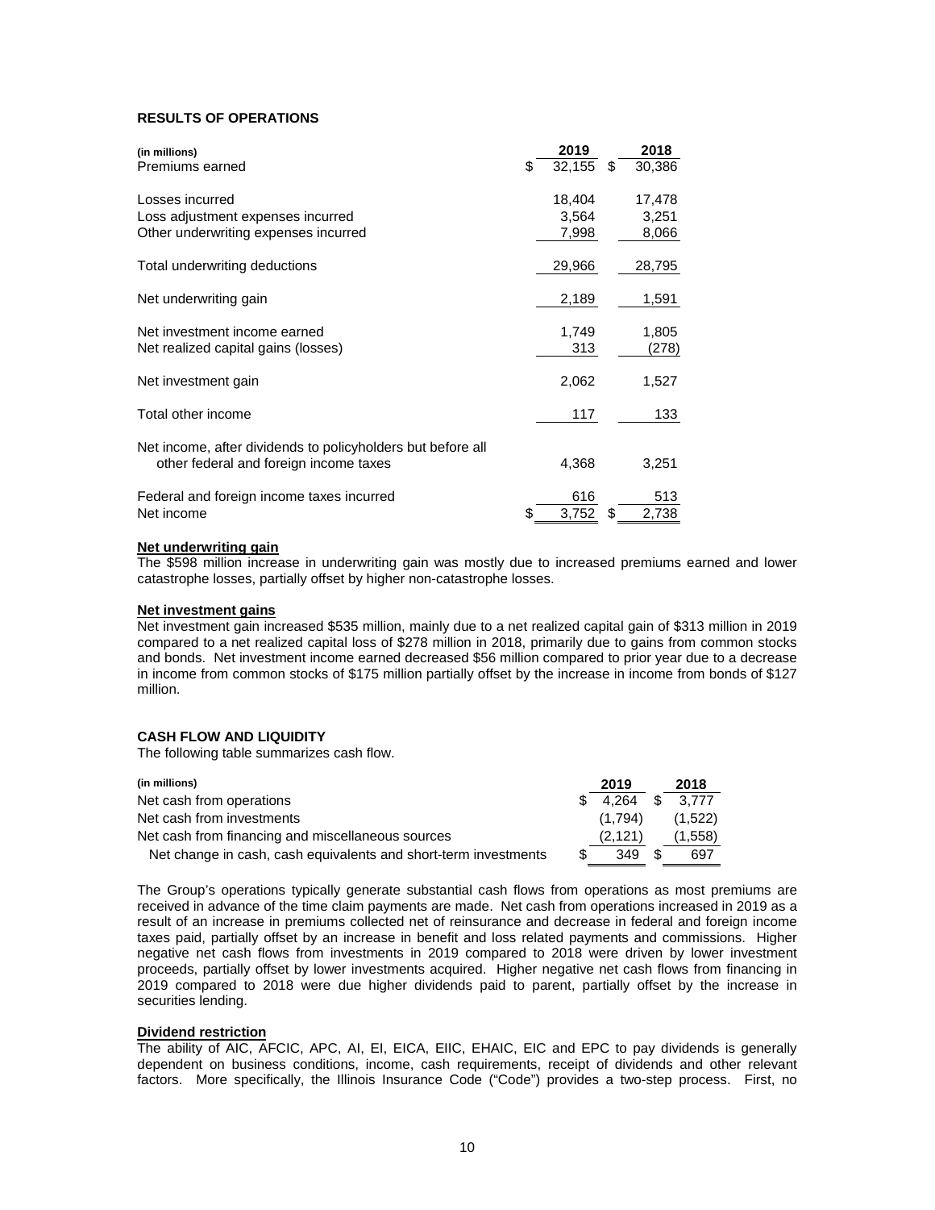## RESULTS OF OPERATIONS

| (in millions) | 2019 | 2018 |
|---|---|---|
| Premiums earned | $ 32,155 | $ 30,386 |
| Losses incurred | 18,404 | 17,478 |
| Loss adjustment expenses incurred | 3,564 | 3,251 |
| Other underwriting expenses incurred | 7,998 | 8,066 |
| Total underwriting deductions | 29,966 | 28,795 |
| Net underwriting gain | 2,189 | 1,591 |
| Net investment income earned | 1,749 | 1,805 |
| Net realized capital gains (losses) | 313 | (278) |
| Net investment gain | 2,062 | 1,527 |
| Total other income | 117 | 133 |
| Net income, after dividends to policyholders but before all other federal and foreign income taxes | 4,368 | 3,251 |
| Federal and foreign income taxes incurred | 616 | 513 |
| Net income | $ 3,752 | $ 2,738 |

**Net underwriting gain**

The $598 million increase in underwriting gain was mostly due to increased premiums earned and lower catastrophe losses, partially offset by higher non-catastrophe losses.

**Net investment gains**

Net investment gain increased $535 million, mainly due to a net realized capital gain of $313 million in 2019 compared to a net realized capital loss of $278 million in 2018, primarily due to gains from common stocks and bonds. Net investment income earned decreased $56 million compared to prior year due to a decrease in income from common stocks of $175 million partially offset by the increase in income from bonds of $127 million.

## CASH FLOW AND LIQUIDITY

The following table summarizes cash flow.

| (in millions) | 2019 | 2018 |
|---|---|---|
| Net cash from operations | $ 4,264 | $ 3,777 |
| Net cash from investments | (1,794) | (1,522) |
| Net cash from financing and miscellaneous sources | (2,121) | (1,558) |
| Net change in cash, cash equivalents and short-term investments | $ 349 | $ 697 |

The Group's operations typically generate substantial cash flows from operations as most premiums are received in advance of the time claim payments are made. Net cash from operations increased in 2019 as a result of an increase in premiums collected net of reinsurance and decrease in federal and foreign income taxes paid, partially offset by an increase in benefit and loss related payments and commissions. Higher negative net cash flows from investments in 2019 compared to 2018 were driven by lower investment proceeds, partially offset by lower investments acquired. Higher negative net cash flows from financing in 2019 compared to 2018 were due higher dividends paid to parent, partially offset by the increase in securities lending.

**Dividend restriction**

The ability of AIC, AFCIC, APC, AI, EI, EICA, EIIC, EHAIC, EIC and EPC to pay dividends is generally dependent on business conditions, income, cash requirements, receipt of dividends and other relevant factors. More specifically, the Illinois Insurance Code ("Code") provides a two-step process. First, no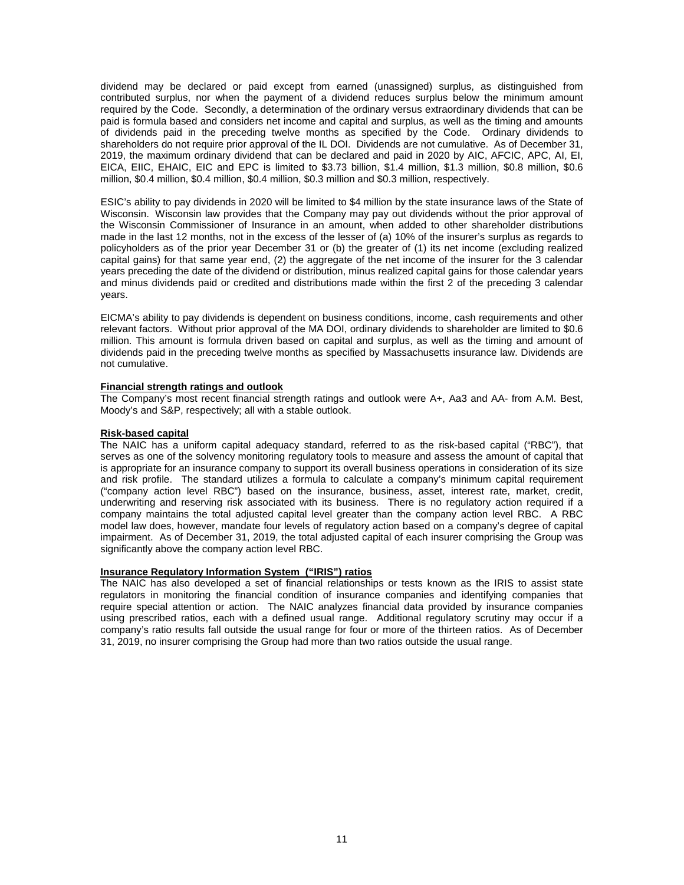dividend may be declared or paid except from earned (unassigned) surplus, as distinguished from contributed surplus, nor when the payment of a dividend reduces surplus below the minimum amount required by the Code. Secondly, a determination of the ordinary versus extraordinary dividends that can be paid is formula based and considers net income and capital and surplus, as well as the timing and amounts of dividends paid in the preceding twelve months as specified by the Code. Ordinary dividends to shareholders do not require prior approval of the IL DOI. Dividends are not cumulative. As of December 31, 2019, the maximum ordinary dividend that can be declared and paid in 2020 by AIC, AFCIC, APC, AI, EI, EICA, EIIC, EHAIC, EIC and EPC is limited to $3.73 billion, $1.4 million, $1.3 million, $0.8 million, $0.6 million, $0.4 million, $0.4 million, $0.4 million, $0.3 million and $0.3 million, respectively.

ESIC's ability to pay dividends in 2020 will be limited to $4 million by the state insurance laws of the State of Wisconsin. Wisconsin law provides that the Company may pay out dividends without the prior approval of the Wisconsin Commissioner of Insurance in an amount, when added to other shareholder distributions made in the last 12 months, not in the excess of the lesser of (a) 10% of the insurer's surplus as regards to policyholders as of the prior year December 31 or (b) the greater of (1) its net income (excluding realized capital gains) for that same year end, (2) the aggregate of the net income of the insurer for the 3 calendar years preceding the date of the dividend or distribution, minus realized capital gains for those calendar years and minus dividends paid or credited and distributions made within the first 2 of the preceding 3 calendar years.

EICMA's ability to pay dividends is dependent on business conditions, income, cash requirements and other relevant factors. Without prior approval of the MA DOI, ordinary dividends to shareholder are limited to $0.6 million. This amount is formula driven based on capital and surplus, as well as the timing and amount of dividends paid in the preceding twelve months as specified by Massachusetts insurance law. Dividends are not cumulative.

**Financial strength ratings and outlook**

The Company's most recent financial strength ratings and outlook were A+, Aa3 and AA- from A.M. Best, Moody's and S&P, respectively; all with a stable outlook.

**Risk-based capital**

The NAIC has a uniform capital adequacy standard, referred to as the risk-based capital ("RBC"), that serves as one of the solvency monitoring regulatory tools to measure and assess the amount of capital that is appropriate for an insurance company to support its overall business operations in consideration of its size and risk profile. The standard utilizes a formula to calculate a company's minimum capital requirement ("company action level RBC") based on the insurance, business, asset, interest rate, market, credit, underwriting and reserving risk associated with its business. There is no regulatory action required if a company maintains the total adjusted capital level greater than the company action level RBC. A RBC model law does, however, mandate four levels of regulatory action based on a company's degree of capital impairment. As of December 31, 2019, the total adjusted capital of each insurer comprising the Group was significantly above the company action level RBC.

**Insurance Regulatory Information System ("IRIS") ratios**

The NAIC has also developed a set of financial relationships or tests known as the IRIS to assist state regulators in monitoring the financial condition of insurance companies and identifying companies that require special attention or action. The NAIC analyzes financial data provided by insurance companies using prescribed ratios, each with a defined usual range. Additional regulatory scrutiny may occur if a company's ratio results fall outside the usual range for four or more of the thirteen ratios. As of December 31, 2019, no insurer comprising the Group had more than two ratios outside the usual range.